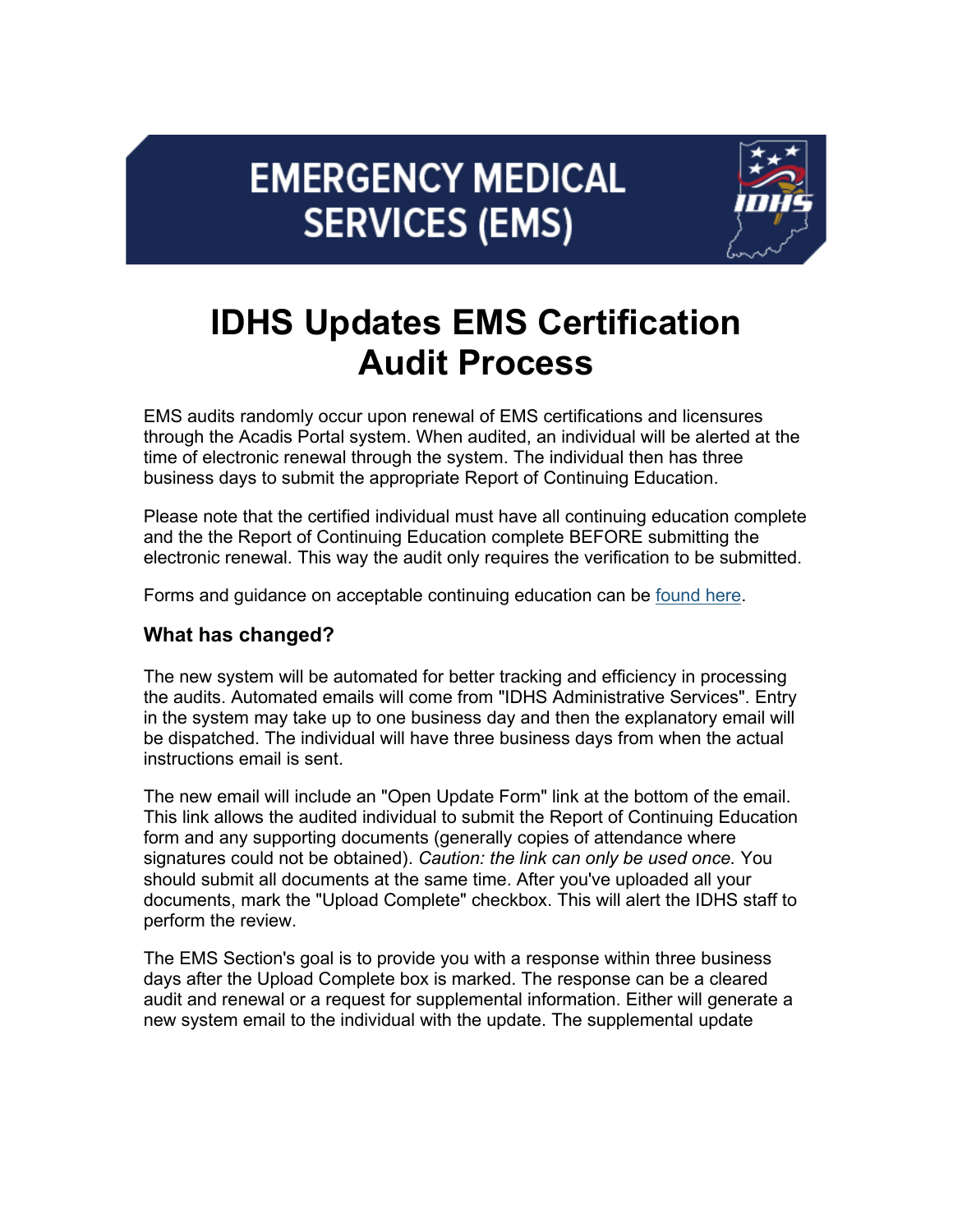# EMERGENCY MEDICAL SERVICES (EMS)

# IDHS Updates EMS Certification Audit Process

EMS audits randomly occur upon renewal of EMS certifications and licensures through the Acadis Portal system. When audited, an individual will be alerted at the time of electronic renewal through the system. The individual then has three business days to submit the appropriate Report of Continuing Education.

Please note that the certified individual must have all continuing education complete and the the Report of Continuing Education complete BEFORE submitting the electronic renewal. This way the audit only requires the verification to be submitted.

Forms and guidance on acceptable continuing education can be found here.

### What has changed?

The new system will be automated for better tracking and efficiency in processing the audits. Automated emails will come from "IDHS Administrative Services". Entry in the system may take up to one business day and then the explanatory email will be dispatched. The individual will have three business days from when the actual instructions email is sent.

The new email will include an "Open Update Form" link at the bottom of the email. This link allows the audited individual to submit the Report of Continuing Education form and any supporting documents (generally copies of attendance where signatures could not be obtained). *Caution: the link can only be used once.* You should submit all documents at the same time. After you've uploaded all your documents, mark the "Upload Complete" checkbox. This will alert the IDHS staff to perform the review.

The EMS Section's goal is to provide you with a response within three business days after the Upload Complete box is marked. The response can be a cleared audit and renewal or a request for supplemental information. Either will generate a new system email to the individual with the update. The supplemental update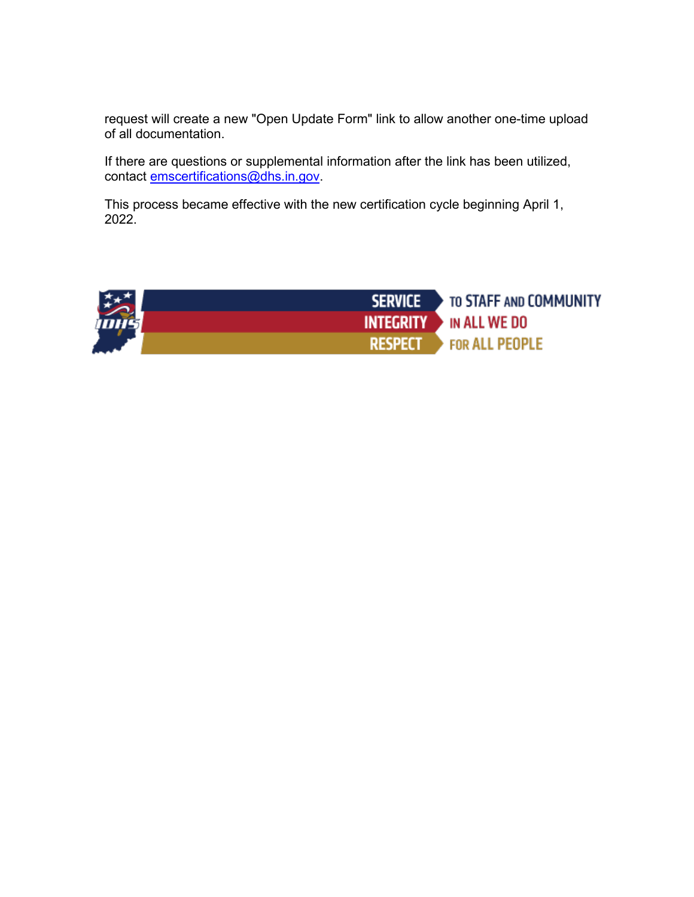request will create a new "Open Update Form" link to allow another one-time upload of all documentation.

If there are questions or supplemental information after the link has been utilized, contact emscertifications@dhs.in.gov.

This process became effective with the new certification cycle beginning April 1, 2022.